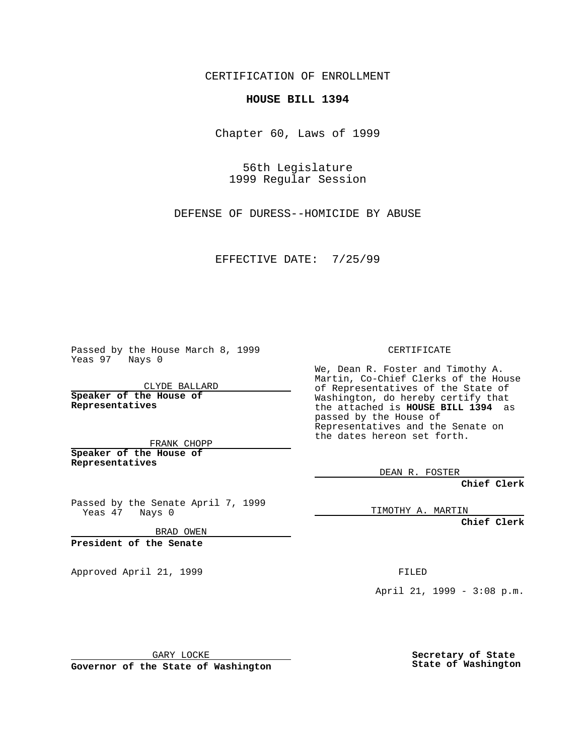CERTIFICATION OF ENROLLMENT

**HOUSE BILL 1394**

Chapter 60, Laws of 1999

56th Legislature
1999 Regular Session

DEFENSE OF DURESS--HOMICIDE BY ABUSE

EFFECTIVE DATE: 7/25/99

Passed by the House March 8, 1999
Yeas 97 Nays 0

CLYDE BALLARD

**Speaker of the House of Representatives**

FRANK CHOPP

**Speaker of the House of Representatives**

Passed by the Senate April 7, 1999
Yeas 47 Nays 0

BRAD OWEN

**President of the Senate**

Approved April 21, 1999

GARY LOCKE

**Governor of the State of Washington**

CERTIFICATE

We, Dean R. Foster and Timothy A. Martin, Co-Chief Clerks of the House of Representatives of the State of Washington, do hereby certify that the attached is **HOUSE BILL 1394** as passed by the House of Representatives and the Senate on the dates hereon set forth.

DEAN R. FOSTER

**Chief Clerk**

TIMOTHY A. MARTIN

**Chief Clerk**

FILED

April 21, 1999 - 3:08 p.m.

**Secretary of State**
**State of Washington**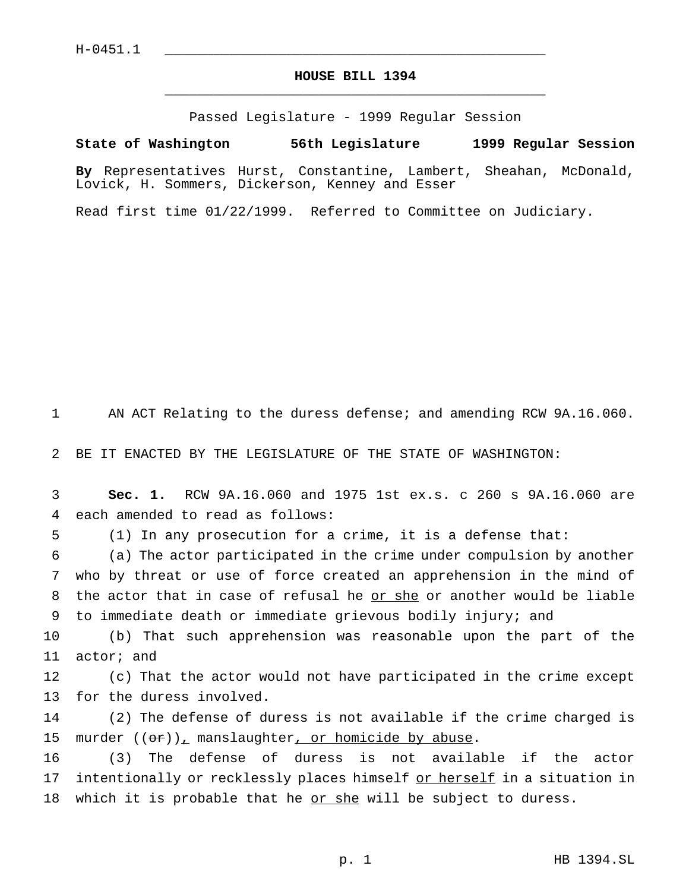H-0451.1

# HOUSE BILL 1394

Passed Legislature - 1999 Regular Session

**State of Washington 56th Legislature 1999 Regular Session**

**By** Representatives Hurst, Constantine, Lambert, Sheahan, McDonald, Lovick, H. Sommers, Dickerson, Kenney and Esser

Read first time 01/22/1999. Referred to Committee on Judiciary.

AN ACT Relating to the duress defense; and amending RCW 9A.16.060.

BE IT ENACTED BY THE LEGISLATURE OF THE STATE OF WASHINGTON:

**Sec. 1.** RCW 9A.16.060 and 1975 1st ex.s. c 260 s 9A.16.060 are each amended to read as follows:

(1) In any prosecution for a crime, it is a defense that:

(a) The actor participated in the crime under compulsion by another who by threat or use of force created an apprehension in the mind of the actor that in case of refusal he <u>or she</u> or another would be liable to immediate death or immediate grievous bodily injury; and

(b) That such apprehension was reasonable upon the part of the actor; and

(c) That the actor would not have participated in the crime except for the duress involved.

(2) The defense of duress is not available if the crime charged is murder ((~~or~~))<u>,</u> manslaughter<u>, or homicide by abuse</u>.

(3) The defense of duress is not available if the actor intentionally or recklessly places himself <u>or herself</u> in a situation in which it is probable that he <u>or she</u> will be subject to duress.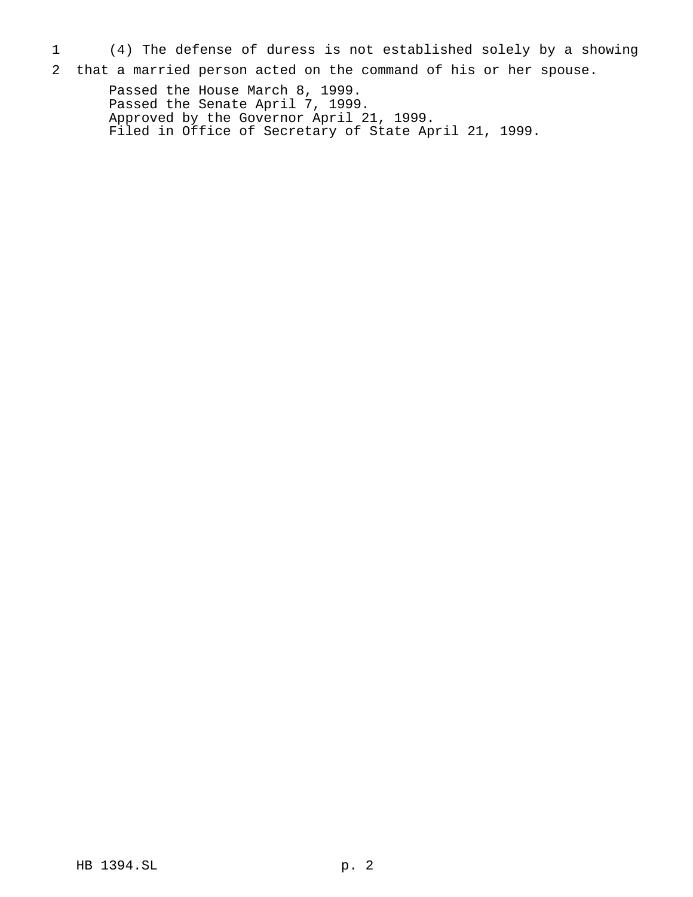(4) The defense of duress is not established solely by a showing that a married person acted on the command of his or her spouse.

Passed the House March 8, 1999.
Passed the Senate April 7, 1999.
Approved by the Governor April 21, 1999.
Filed in Office of Secretary of State April 21, 1999.